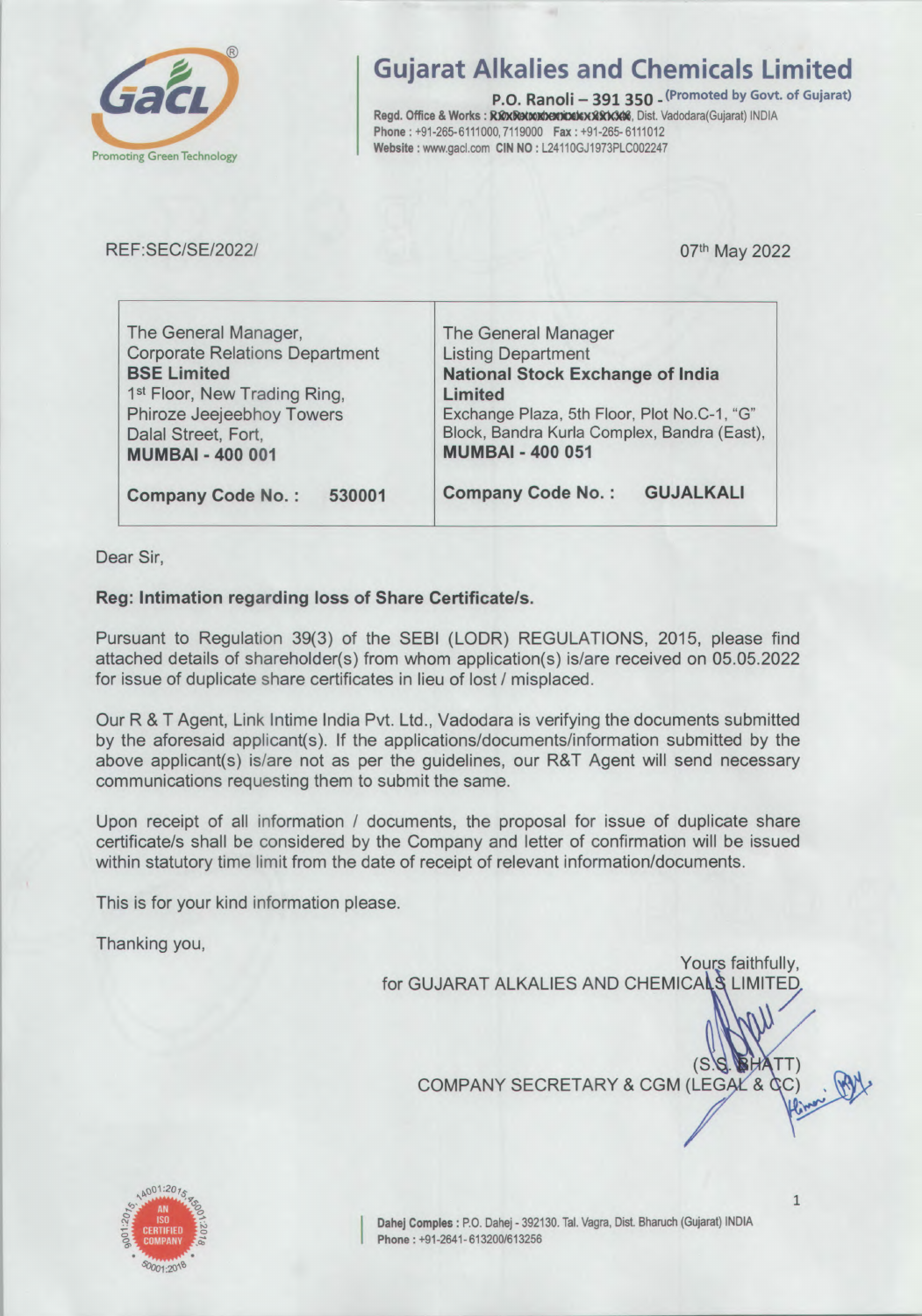# Gujarat Alkalies and Chemicals Limited

**P.O. Ranoli – 391 350 -** (Promoted by Govt. of Gujarat)
Regd. Office & Works : XXXXXXXXXXXXXXXX, Dist. Vadodara(Gujarat) INDIA
Phone : +91-265-6111000, 7119000 Fax : +91-265- 6111012
Website : www.gacl.com CIN NO : L24110GJ1973PLC002247

REF:SEC/SE/2022/

07th May 2022

| The General Manager,<br>Corporate Relations Department<br>**BSE Limited**<br>1st Floor, New Trading Ring,<br>Phiroze Jeejeebhoy Towers<br>Dalal Street, Fort,<br>**MUMBAI - 400 001** | The General Manager<br>Listing Department<br>**National Stock Exchange of India Limited**<br>Exchange Plaza, 5th Floor, Plot No.C-1, "G" Block, Bandra Kurla Complex, Bandra (East),<br>**MUMBAI - 400 051** |
|---|---|
| **Company Code No. : 530001** | **Company Code No. : GUJALKALI** |

Dear Sir,

**Reg: Intimation regarding loss of Share Certificate/s.**

Pursuant to Regulation 39(3) of the SEBI (LODR) REGULATIONS, 2015, please find attached details of shareholder(s) from whom application(s) is/are received on 05.05.2022 for issue of duplicate share certificates in lieu of lost / misplaced.

Our R & T Agent, Link Intime India Pvt. Ltd., Vadodara is verifying the documents submitted by the aforesaid applicant(s). If the applications/documents/information submitted by the above applicant(s) is/are not as per the guidelines, our R&T Agent will send necessary communications requesting them to submit the same.

Upon receipt of all information / documents, the proposal for issue of duplicate share certificate/s shall be considered by the Company and letter of confirmation will be issued within statutory time limit from the date of receipt of relevant information/documents.

This is for your kind information please.

Thanking you,

Yours faithfully,
for GUJARAT ALKALIES AND CHEMICALS LIMITED

(S.S. BHATT)
COMPANY SECRETARY & CGM (LEGAL & CC)

Dahej Comples : P.O. Dahej - 392130. Tal. Vagra, Dist. Bharuch (Gujarat) INDIA
Phone : +91-2641- 613200/613256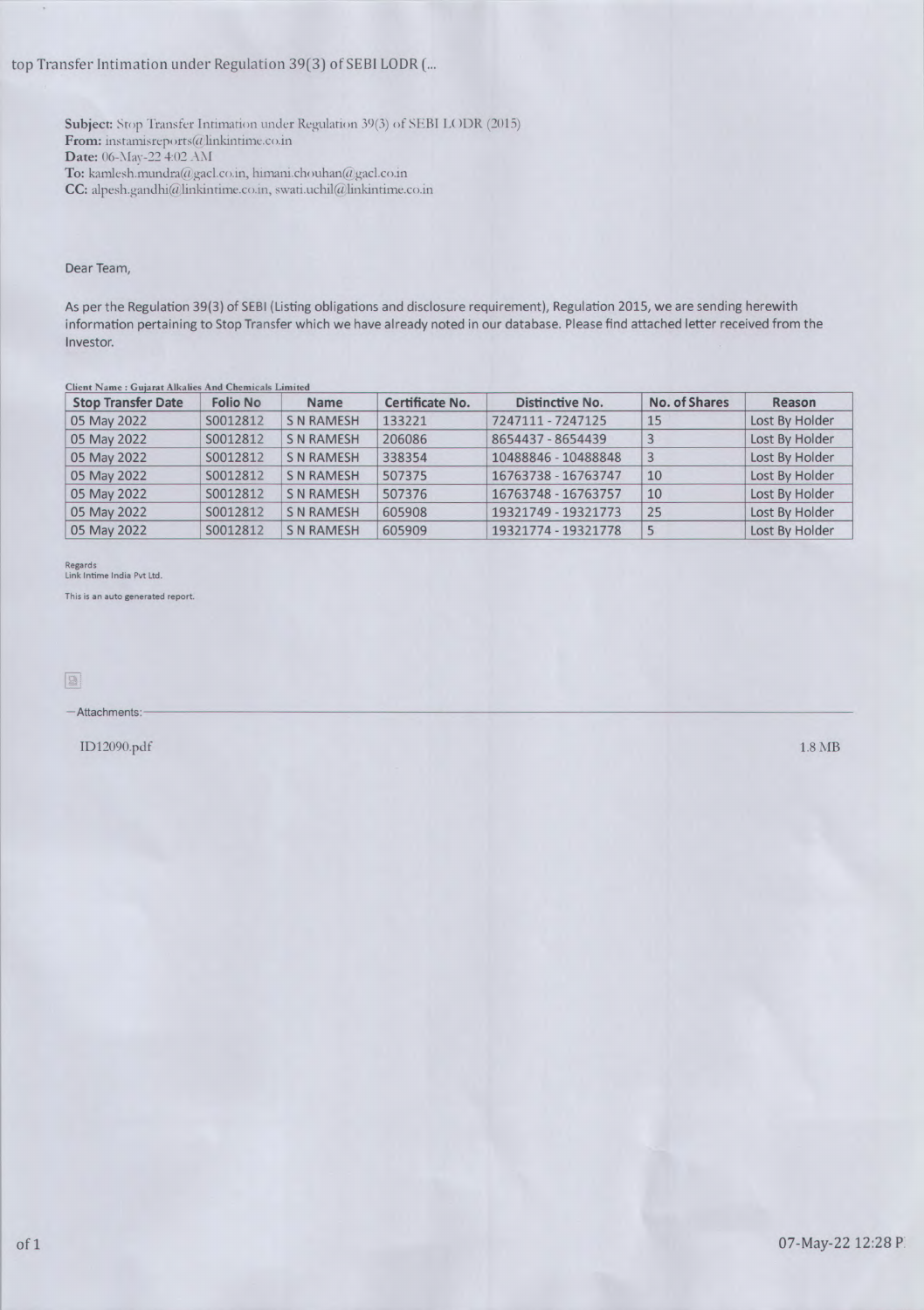**Subject:** Stop Transfer Intimation under Regulation 39(3) of SEBI LODR (2015)
**From:** instamisreports@linkintime.co.in
**Date:** 06-May-22 4:02 AM
**To:** kamlesh.mundra@gacl.co.in, himani.chouhan@gacl.co.in
**CC:** alpesh.gandhi@linkintime.co.in, swati.uchil@linkintime.co.in

Dear Team,

As per the Regulation 39(3) of SEBI (Listing obligations and disclosure requirement), Regulation 2015, we are sending herewith information pertaining to Stop Transfer which we have already noted in our database. Please find attached letter received from the Investor.

**Client Name : Gujarat Alkalies And Chemicals Limited**

| Stop Transfer Date | Folio No | Name | Certificate No. | Distinctive No. | No. of Shares | Reason |
|---|---|---|---|---|---|---|
| 05 May 2022 | S0012812 | S N RAMESH | 133221 | 7247111 - 7247125 | 15 | Lost By Holder |
| 05 May 2022 | S0012812 | S N RAMESH | 206086 | 8654437 - 8654439 | 3 | Lost By Holder |
| 05 May 2022 | S0012812 | S N RAMESH | 338354 | 10488846 - 10488848 | 3 | Lost By Holder |
| 05 May 2022 | S0012812 | S N RAMESH | 507375 | 16763738 - 16763747 | 10 | Lost By Holder |
| 05 May 2022 | S0012812 | S N RAMESH | 507376 | 16763748 - 16763757 | 10 | Lost By Holder |
| 05 May 2022 | S0012812 | S N RAMESH | 605908 | 19321749 - 19321773 | 25 | Lost By Holder |
| 05 May 2022 | S0012812 | S N RAMESH | 605909 | 19321774 - 19321778 | 5 | Lost By Holder |

Regards
Link Intime India Pvt Ltd.

This is an auto generated report.

—Attachments:

ID12090.pdf 1.8 MB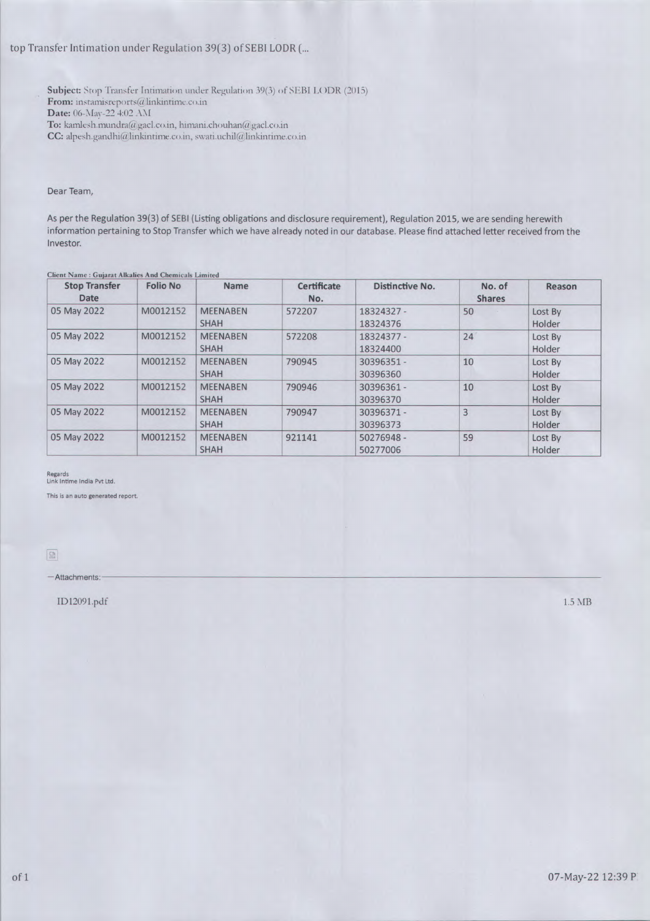top Transfer Intimation under Regulation 39(3) of SEBI LODR (...

**Subject:** Stop Transfer Intimation under Regulation 39(3) of SEBI LODR (2015)
**From:** instamisreports@linkintime.co.in
**Date:** 06-May-22 4:02 AM
**To:** kamlesh.mundra@gacl.co.in, himani.chouhan@gacl.co.in
**CC:** alpesh.gandhi@linkintime.co.in, swati.uchil@linkintime.co.in

Dear Team,

As per the Regulation 39(3) of SEBI (Listing obligations and disclosure requirement), Regulation 2015, we are sending herewith information pertaining to Stop Transfer which we have already noted in our database. Please find attached letter received from the Investor.

**Client Name : Gujarat Alkalies And Chemicals Limited**

| Stop Transfer Date | Folio No | Name | Certificate No. | Distinctive No. | No. of Shares | Reason |
|---|---|---|---|---|---|---|
| 05 May 2022 | M0012152 | MEENABEN SHAH | 572207 | 18324327 - 18324376 | 50 | Lost By Holder |
| 05 May 2022 | M0012152 | MEENABEN SHAH | 572208 | 18324377 - 18324400 | 24 | Lost By Holder |
| 05 May 2022 | M0012152 | MEENABEN SHAH | 790945 | 30396351 - 30396360 | 10 | Lost By Holder |
| 05 May 2022 | M0012152 | MEENABEN SHAH | 790946 | 30396361 - 30396370 | 10 | Lost By Holder |
| 05 May 2022 | M0012152 | MEENABEN SHAH | 790947 | 30396371 - 30396373 | 3 | Lost By Holder |
| 05 May 2022 | M0012152 | MEENABEN SHAH | 921141 | 50276948 - 50277006 | 59 | Lost By Holder |

Regards
Link Intime India Pvt Ltd.

This is an auto generated report.

—Attachments:

ID12091.pdf 1.5 MB

07-May-22 12:39 P